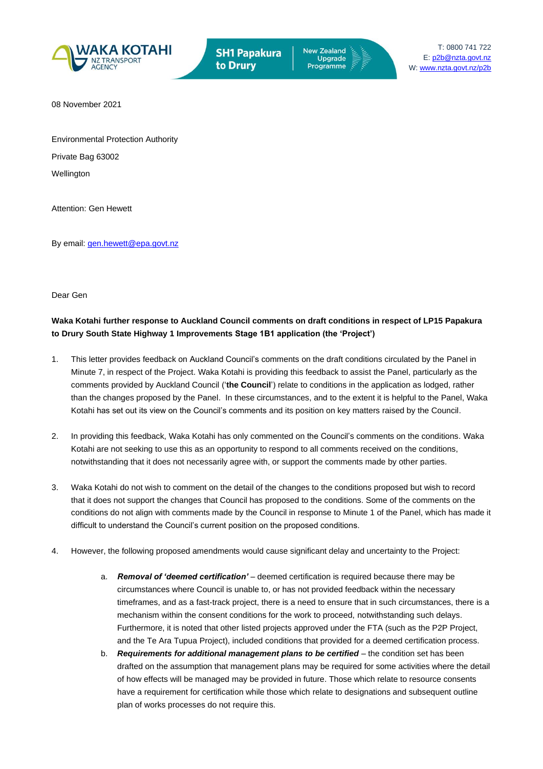WAKA KOTAHI NZ TRANSPORT AGENCY

SH1 Papakura to Drury | New Zealand Upgrade Programme

T: 0800 741 722
E: p2b@nzta.govt.nz
W: www.nzta.govt.nz/p2b

08 November 2021

Environmental Protection Authority

Private Bag 63002

Wellington

Attention: Gen Hewett

By email: gen.hewett@epa.govt.nz

Dear Gen

**Waka Kotahi further response to Auckland Council comments on draft conditions in respect of LP15 Papakura to Drury South State Highway 1 Improvements Stage 1B1 application (the 'Project')**

1. This letter provides feedback on Auckland Council's comments on the draft conditions circulated by the Panel in Minute 7, in respect of the Project. Waka Kotahi is providing this feedback to assist the Panel, particularly as the comments provided by Auckland Council ('**the Council**') relate to conditions in the application as lodged, rather than the changes proposed by the Panel. In these circumstances, and to the extent it is helpful to the Panel, Waka Kotahi has set out its view on the Council's comments and its position on key matters raised by the Council.

2. In providing this feedback, Waka Kotahi has only commented on the Council's comments on the conditions. Waka Kotahi are not seeking to use this as an opportunity to respond to all comments received on the conditions, notwithstanding that it does not necessarily agree with, or support the comments made by other parties.

3. Waka Kotahi do not wish to comment on the detail of the changes to the conditions proposed but wish to record that it does not support the changes that Council has proposed to the conditions. Some of the comments on the conditions do not align with comments made by the Council in response to Minute 1 of the Panel, which has made it difficult to understand the Council's current position on the proposed conditions.

4. However, the following proposed amendments would cause significant delay and uncertainty to the Project:

   a. ***Removal of 'deemed certification'*** – deemed certification is required because there may be circumstances where Council is unable to, or has not provided feedback within the necessary timeframes, and as a fast-track project, there is a need to ensure that in such circumstances, there is a mechanism within the consent conditions for the work to proceed, notwithstanding such delays. Furthermore, it is noted that other listed projects approved under the FTA (such as the P2P Project, and the Te Ara Tupua Project), included conditions that provided for a deemed certification process.

   b. ***Requirements for additional management plans to be certified*** – the condition set has been drafted on the assumption that management plans may be required for some activities where the detail of how effects will be managed may be provided in future. Those which relate to resource consents have a requirement for certification while those which relate to designations and subsequent outline plan of works processes do not require this.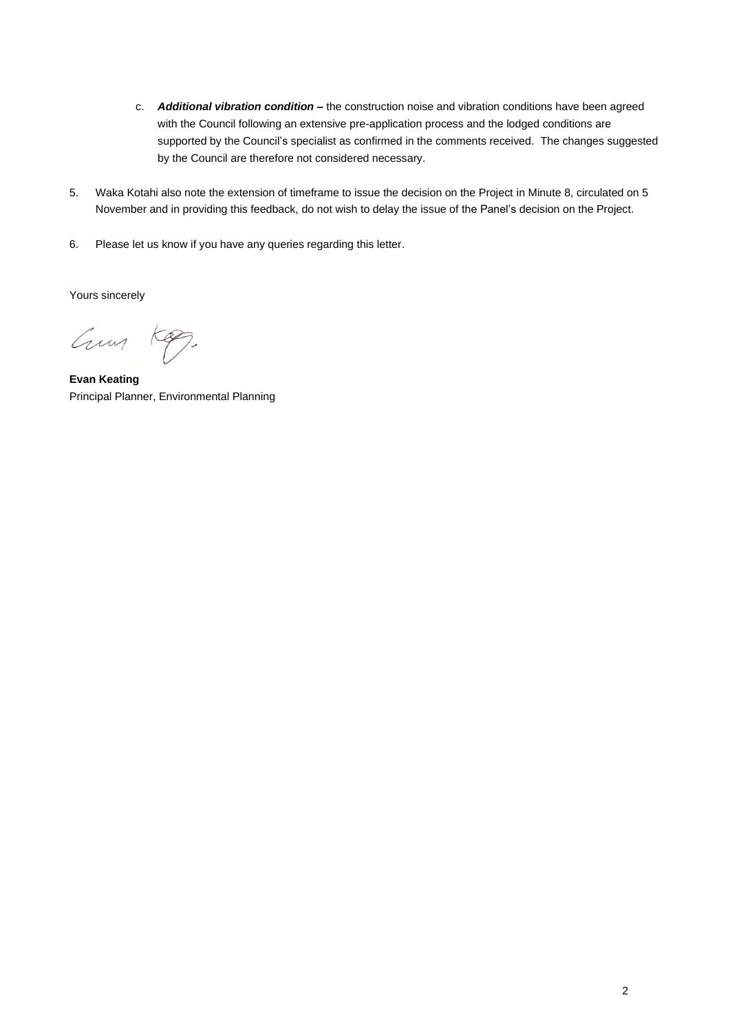c. ***Additional vibration condition*** **–** the construction noise and vibration conditions have been agreed with the Council following an extensive pre-application process and the lodged conditions are supported by the Council's specialist as confirmed in the comments received. The changes suggested by the Council are therefore not considered necessary.

5. Waka Kotahi also note the extension of timeframe to issue the decision on the Project in Minute 8, circulated on 5 November and in providing this feedback, do not wish to delay the issue of the Panel's decision on the Project.

6. Please let us know if you have any queries regarding this letter.

Yours sincerely

**Evan Keating**
Principal Planner, Environmental Planning